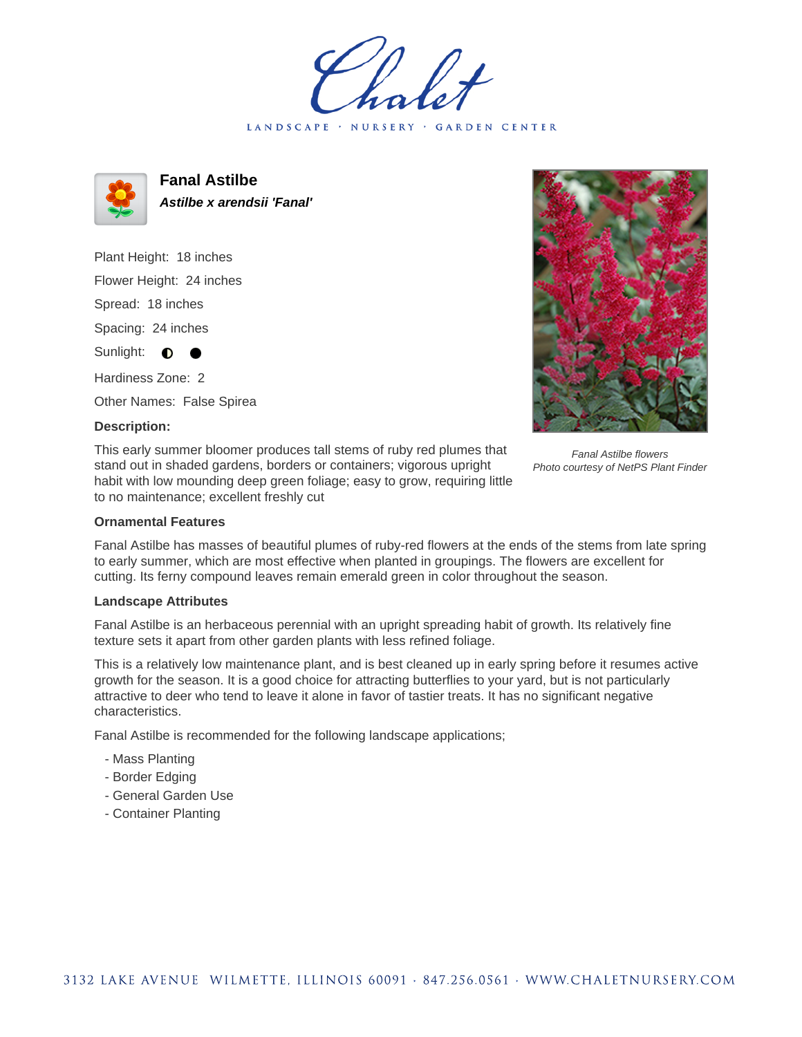# Chalet

LANDSCAPE · NURSERY · GARDEN CENTER

## Fanal Astilbe

***Astilbe x arendsii 'Fanal'***

Plant Height: 18 inches

Flower Height: 24 inches

Spread: 18 inches

Spacing: 24 inches

Sunlight: ◐ ●

Hardiness Zone: 2

Other Names: False Spirea

**Description:**

This early summer bloomer produces tall stems of ruby red plumes that stand out in shaded gardens, borders or containers; vigorous upright habit with low mounding deep green foliage; easy to grow, requiring little to no maintenance; excellent freshly cut

*Fanal Astilbe flowers*
*Photo courtesy of NetPS Plant Finder*

### Ornamental Features

Fanal Astilbe has masses of beautiful plumes of ruby-red flowers at the ends of the stems from late spring to early summer, which are most effective when planted in groupings. The flowers are excellent for cutting. Its ferny compound leaves remain emerald green in color throughout the season.

### Landscape Attributes

Fanal Astilbe is an herbaceous perennial with an upright spreading habit of growth. Its relatively fine texture sets it apart from other garden plants with less refined foliage.

This is a relatively low maintenance plant, and is best cleaned up in early spring before it resumes active growth for the season. It is a good choice for attracting butterflies to your yard, but is not particularly attractive to deer who tend to leave it alone in favor of tastier treats. It has no significant negative characteristics.

Fanal Astilbe is recommended for the following landscape applications;

- Mass Planting
- Border Edging
- General Garden Use
- Container Planting

3132 LAKE AVENUE WILMETTE, ILLINOIS 60091 · 847.256.0561 · WWW.CHALETNURSERY.COM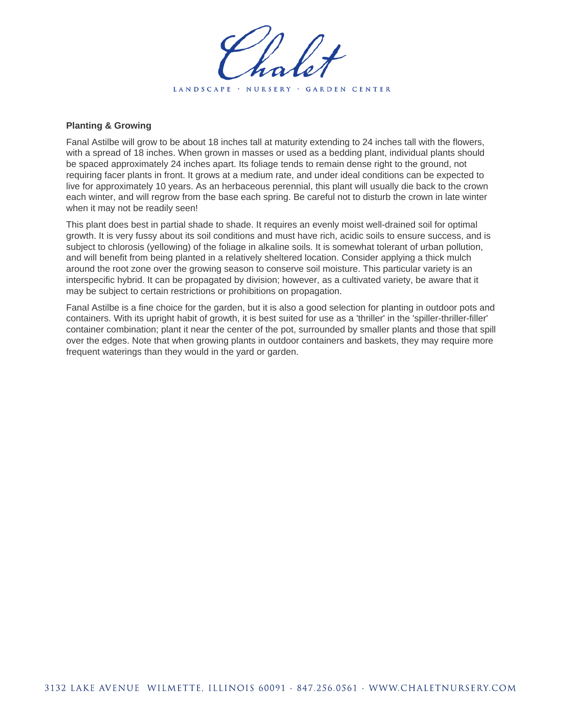**Planting & Growing**

Fanal Astilbe will grow to be about 18 inches tall at maturity extending to 24 inches tall with the flowers, with a spread of 18 inches. When grown in masses or used as a bedding plant, individual plants should be spaced approximately 24 inches apart. Its foliage tends to remain dense right to the ground, not requiring facer plants in front. It grows at a medium rate, and under ideal conditions can be expected to live for approximately 10 years. As an herbaceous perennial, this plant will usually die back to the crown each winter, and will regrow from the base each spring. Be careful not to disturb the crown in late winter when it may not be readily seen!

This plant does best in partial shade to shade. It requires an evenly moist well-drained soil for optimal growth. It is very fussy about its soil conditions and must have rich, acidic soils to ensure success, and is subject to chlorosis (yellowing) of the foliage in alkaline soils. It is somewhat tolerant of urban pollution, and will benefit from being planted in a relatively sheltered location. Consider applying a thick mulch around the root zone over the growing season to conserve soil moisture. This particular variety is an interspecific hybrid. It can be propagated by division; however, as a cultivated variety, be aware that it may be subject to certain restrictions or prohibitions on propagation.

Fanal Astilbe is a fine choice for the garden, but it is also a good selection for planting in outdoor pots and containers. With its upright habit of growth, it is best suited for use as a 'thriller' in the 'spiller-thriller-filler' container combination; plant it near the center of the pot, surrounded by smaller plants and those that spill over the edges. Note that when growing plants in outdoor containers and baskets, they may require more frequent waterings than they would in the yard or garden.